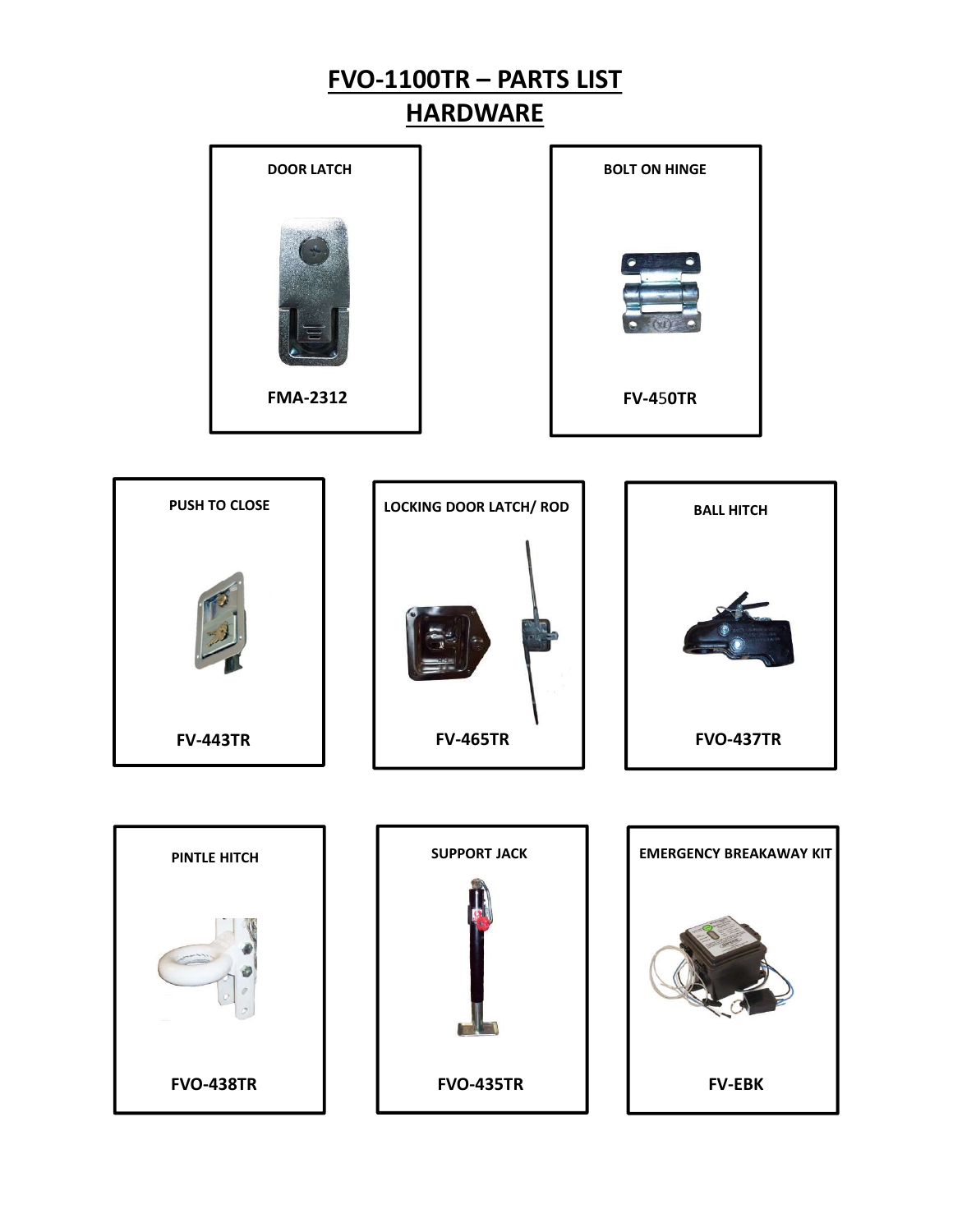# FVO-1100TR – PARTS LIST

## HARDWARE

**DOOR LATCH**

**FMA-2312**

**BOLT ON HINGE**

**FV-450TR**

**PUSH TO CLOSE**

**FV-443TR**

**LOCKING DOOR LATCH/ ROD**

**FV-465TR**

**BALL HITCH**

**FVO-437TR**

**PINTLE HITCH**

**FVO-438TR**

**SUPPORT JACK**

**FVO-435TR**

**EMERGENCY BREAKAWAY KIT**

**FV-EBK**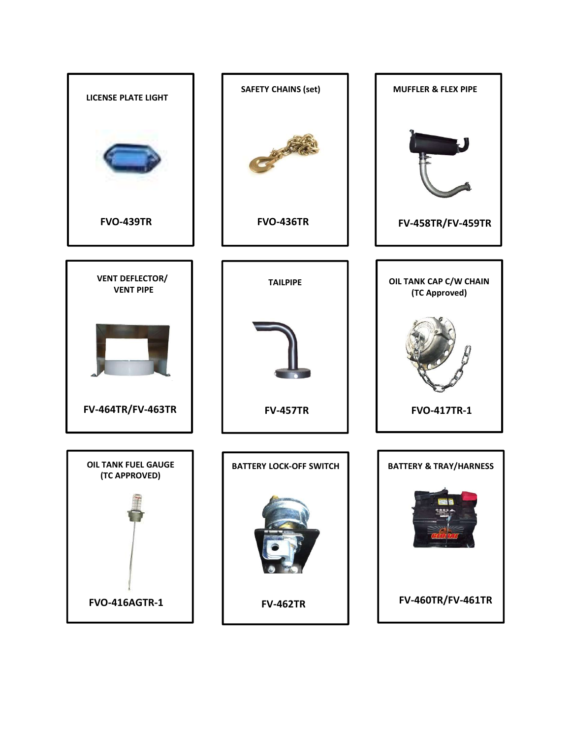**LICENSE PLATE LIGHT**

**FVO-439TR**

**SAFETY CHAINS (set)**

**FVO-436TR**

**MUFFLER & FLEX PIPE**

**FV-458TR/FV-459TR**

**VENT DEFLECTOR/ VENT PIPE**

**FV-464TR/FV-463TR**

**TAILPIPE**

**FV-457TR**

**OIL TANK CAP C/W CHAIN (TC Approved)**

**FVO-417TR-1**

**OIL TANK FUEL GAUGE (TC APPROVED)**

**FVO-416AGTR-1**

**BATTERY LOCK-OFF SWITCH**

**FV-462TR**

**BATTERY & TRAY/HARNESS**

**FV-460TR/FV-461TR**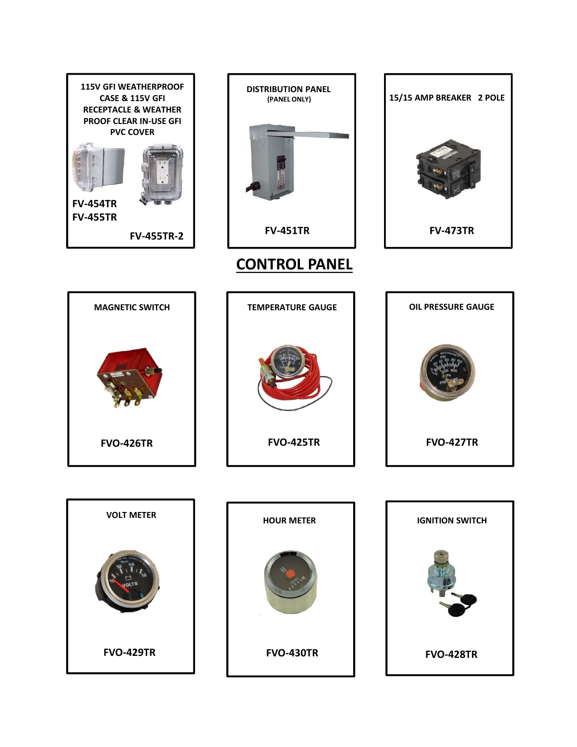**115V GFI WEATHERPROOF CASE & 115V GFI RECEPTACLE & WEATHER PROOF CLEAR IN-USE GFI PVC COVER**

**FV-454TR**
**FV-455TR**
**FV-455TR-2**

**DISTRIBUTION PANEL**
**(PANEL ONLY)**

**FV-451TR**

**15/15 AMP BREAKER 2 POLE**

**FV-473TR**

## CONTROL PANEL

**MAGNETIC SWITCH**

**FVO-426TR**

**TEMPERATURE GAUGE**

**FVO-425TR**

**OIL PRESSURE GAUGE**

**FVO-427TR**

**VOLT METER**

**FVO-429TR**

**HOUR METER**

**FVO-430TR**

**IGNITION SWITCH**

**FVO-428TR**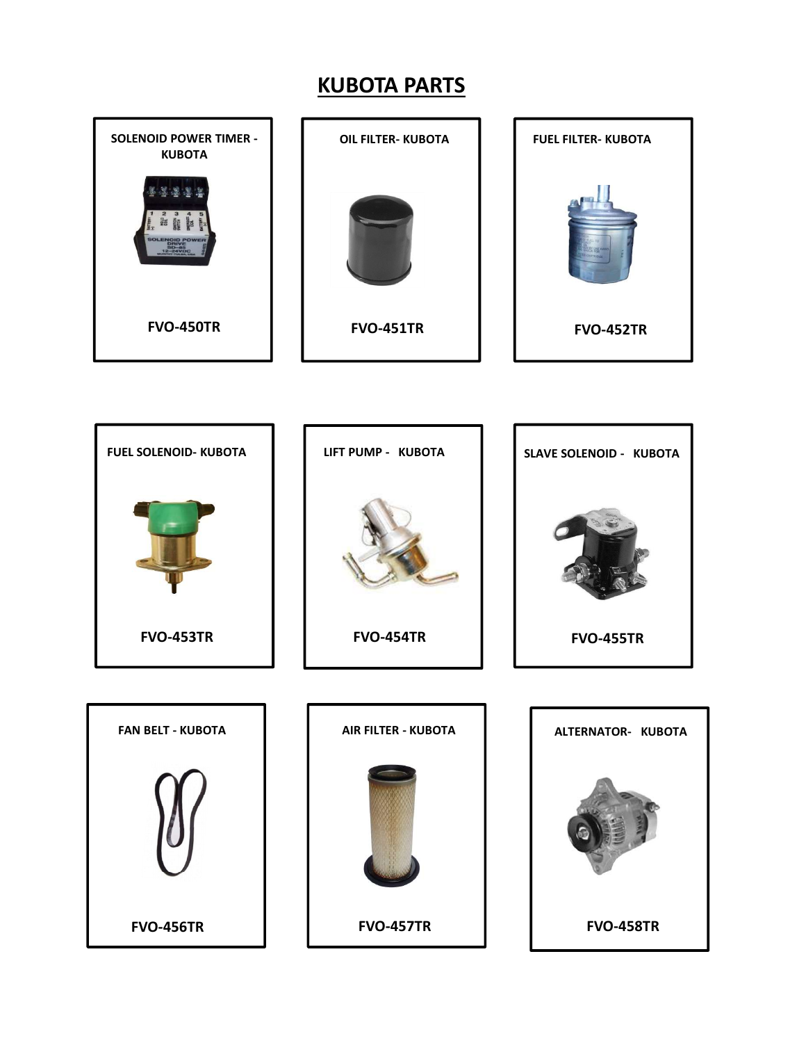# KUBOTA PARTS

| | | |
|---|---|---|
| SOLENOID POWER TIMER - KUBOTA<br>FVO-450TR | OIL FILTER- KUBOTA<br>FVO-451TR | FUEL FILTER- KUBOTA<br>FVO-452TR |
| FUEL SOLENOID- KUBOTA<br>FVO-453TR | LIFT PUMP - KUBOTA<br>FVO-454TR | SLAVE SOLENOID - KUBOTA<br>FVO-455TR |
| FAN BELT - KUBOTA<br>FVO-456TR | AIR FILTER - KUBOTA<br>FVO-457TR | ALTERNATOR- KUBOTA<br>FVO-458TR |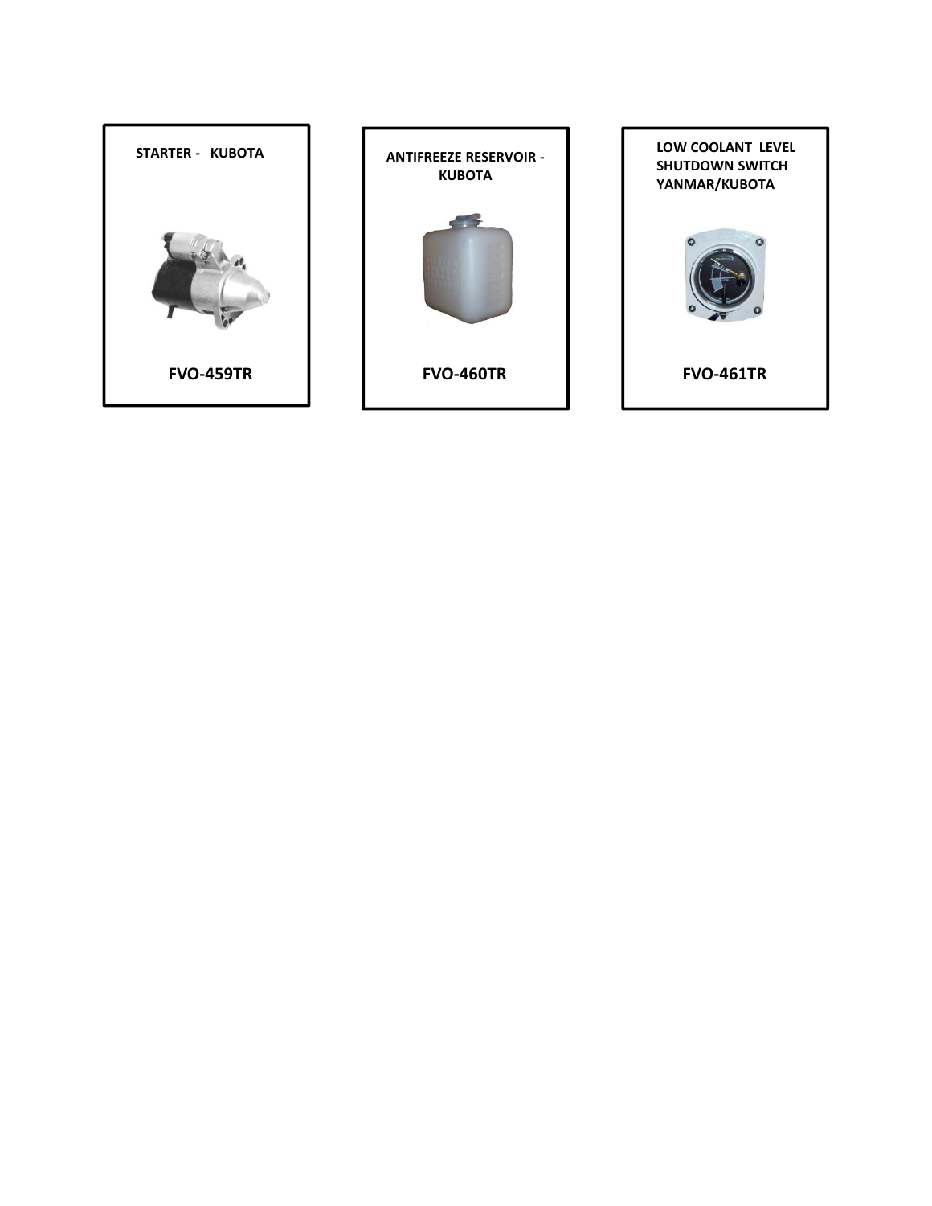STARTER - KUBOTA

**FVO-459TR**

ANTIFREEZE RESERVOIR - KUBOTA

**FVO-460TR**

LOW COOLANT LEVEL SHUTDOWN SWITCH YANMAR/KUBOTA

**FVO-461TR**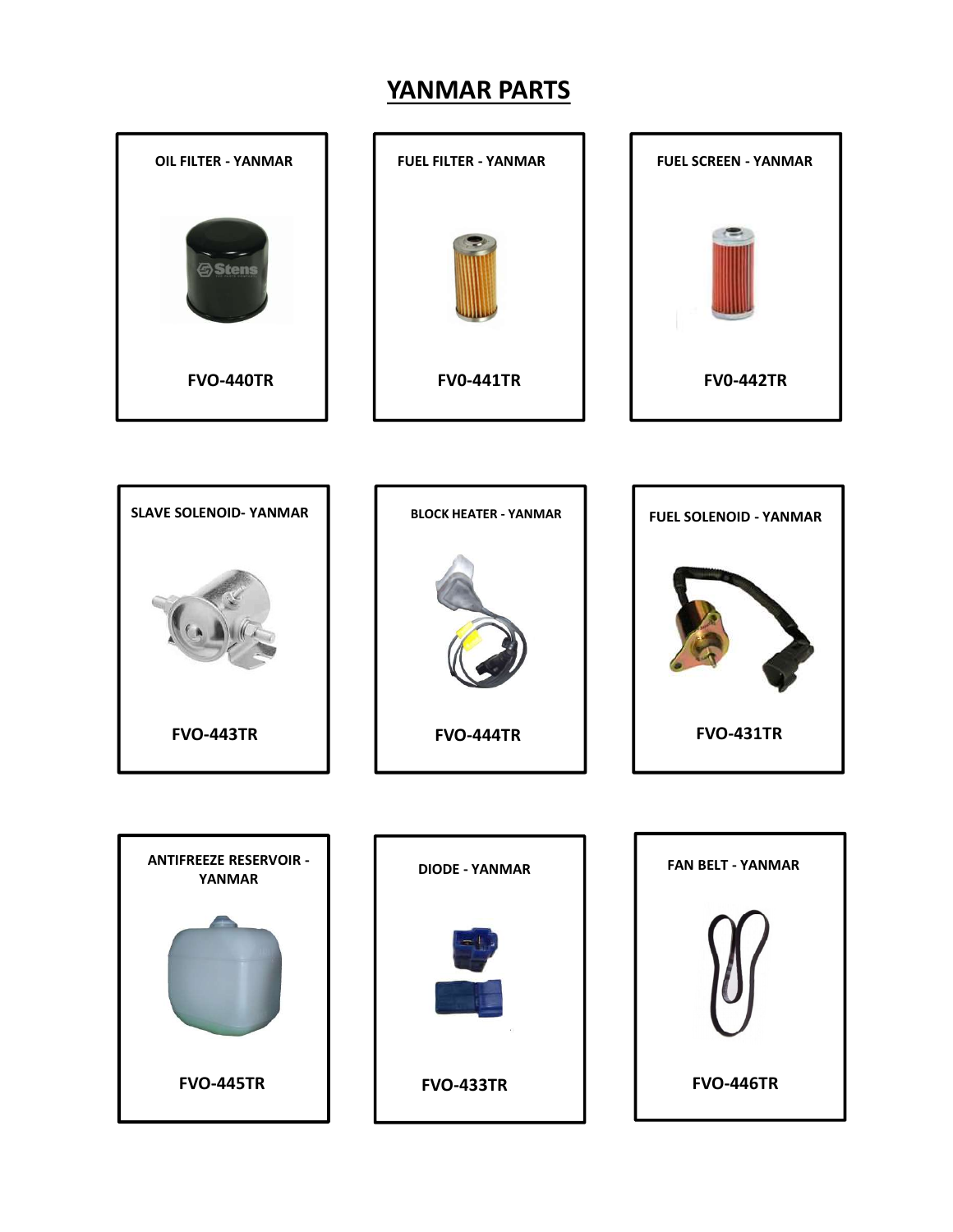# YANMAR PARTS

| | | |
|---|---|---|
| OIL FILTER - YANMAR | FUEL FILTER - YANMAR | FUEL SCREEN - YANMAR |
| **FVO-440TR** | **FV0-441TR** | **FV0-442TR** |
| SLAVE SOLENOID- YANMAR | BLOCK HEATER - YANMAR | FUEL SOLENOID - YANMAR |
| **FVO-443TR** | **FVO-444TR** | **FVO-431TR** |
| ANTIFREEZE RESERVOIR - YANMAR | DIODE - YANMAR | FAN BELT - YANMAR |
| **FVO-445TR** | **FVO-433TR** | **FVO-446TR** |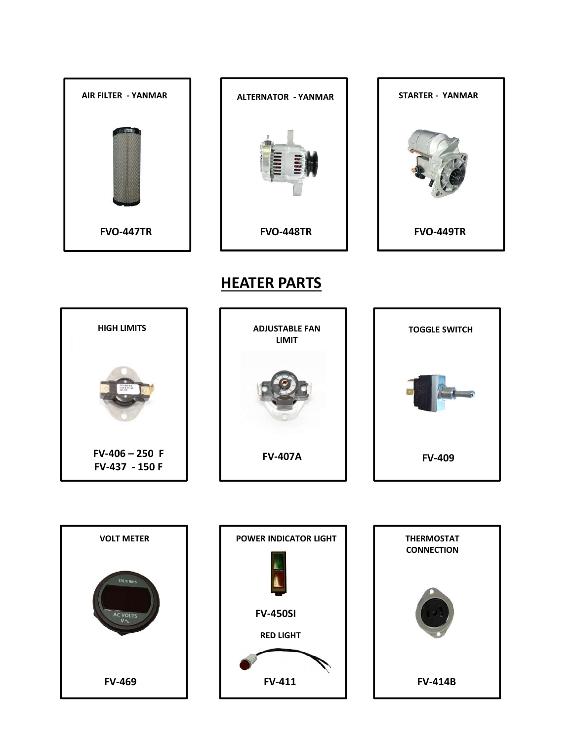**AIR FILTER - YANMAR**

**FVO-447TR**

**ALTERNATOR - YANMAR**

**FVO-448TR**

**STARTER - YANMAR**

**FVO-449TR**

## HEATER PARTS

**HIGH LIMITS**

**FV-406 – 250 F**
**FV-437 - 150 F**

**ADJUSTABLE FAN LIMIT**

**FV-407A**

**TOGGLE SWITCH**

**FV-409**

**VOLT METER**

**FV-469**

**POWER INDICATOR LIGHT**

**FV-450SI**

**RED LIGHT**

**FV-411**

**THERMOSTAT CONNECTION**

**FV-414B**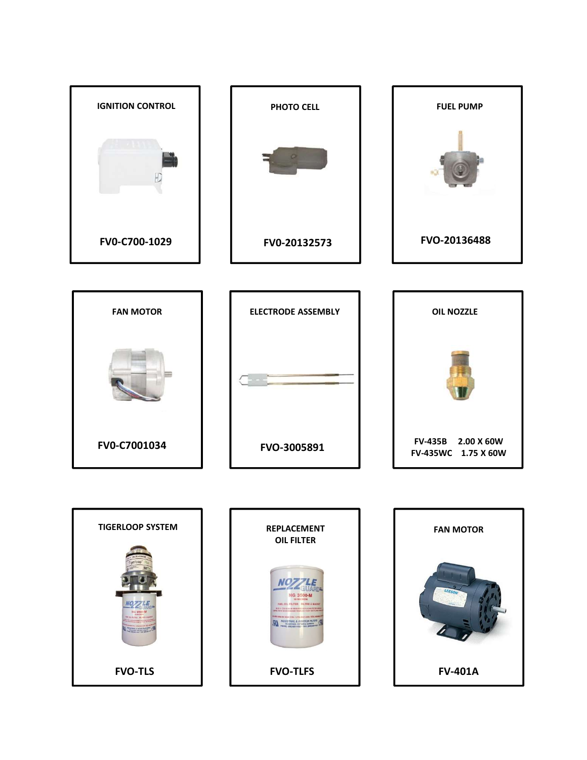| IGNITION CONTROL | PHOTO CELL | FUEL PUMP |
|---|---|---|
| FV0-C700-1029 | FV0-20132573 | FVO-20136488 |

| FAN MOTOR | ELECTRODE ASSEMBLY | OIL NOZZLE |
|---|---|---|
| FV0-C7001034 | FVO-3005891 | FV-435B 2.00 X 60W<br>FV-435WC 1.75 X 60W |

| TIGERLOOP SYSTEM | REPLACEMENT OIL FILTER | FAN MOTOR |
|---|---|---|
| FVO-TLS | FVO-TLFS | FV-401A |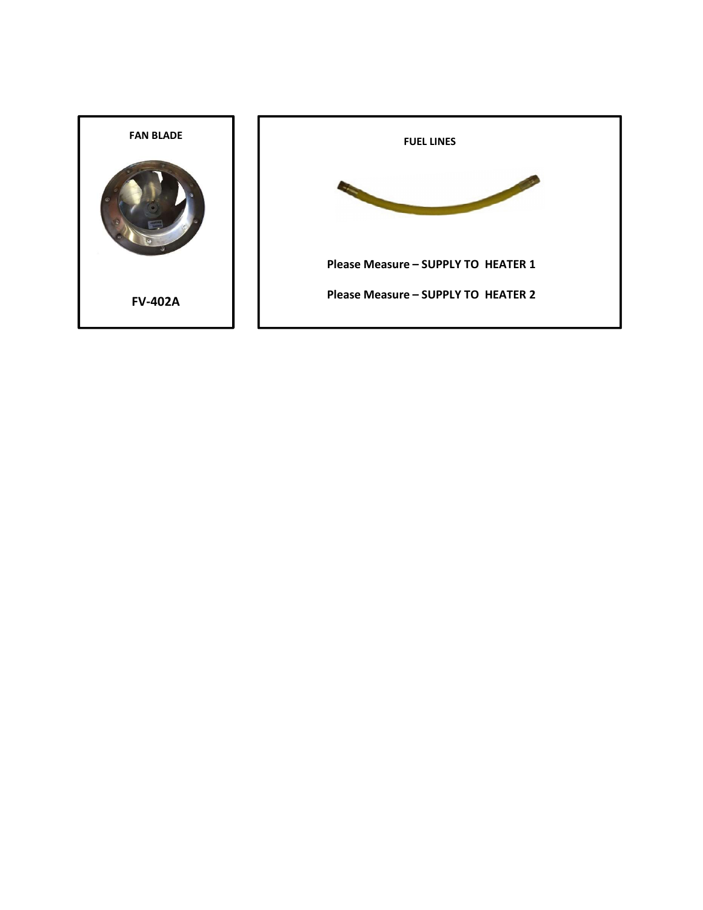**FAN BLADE**

**FV-402A**

**FUEL LINES**

**Please Measure – SUPPLY TO HEATER 1**

**Please Measure – SUPPLY TO HEATER 2**